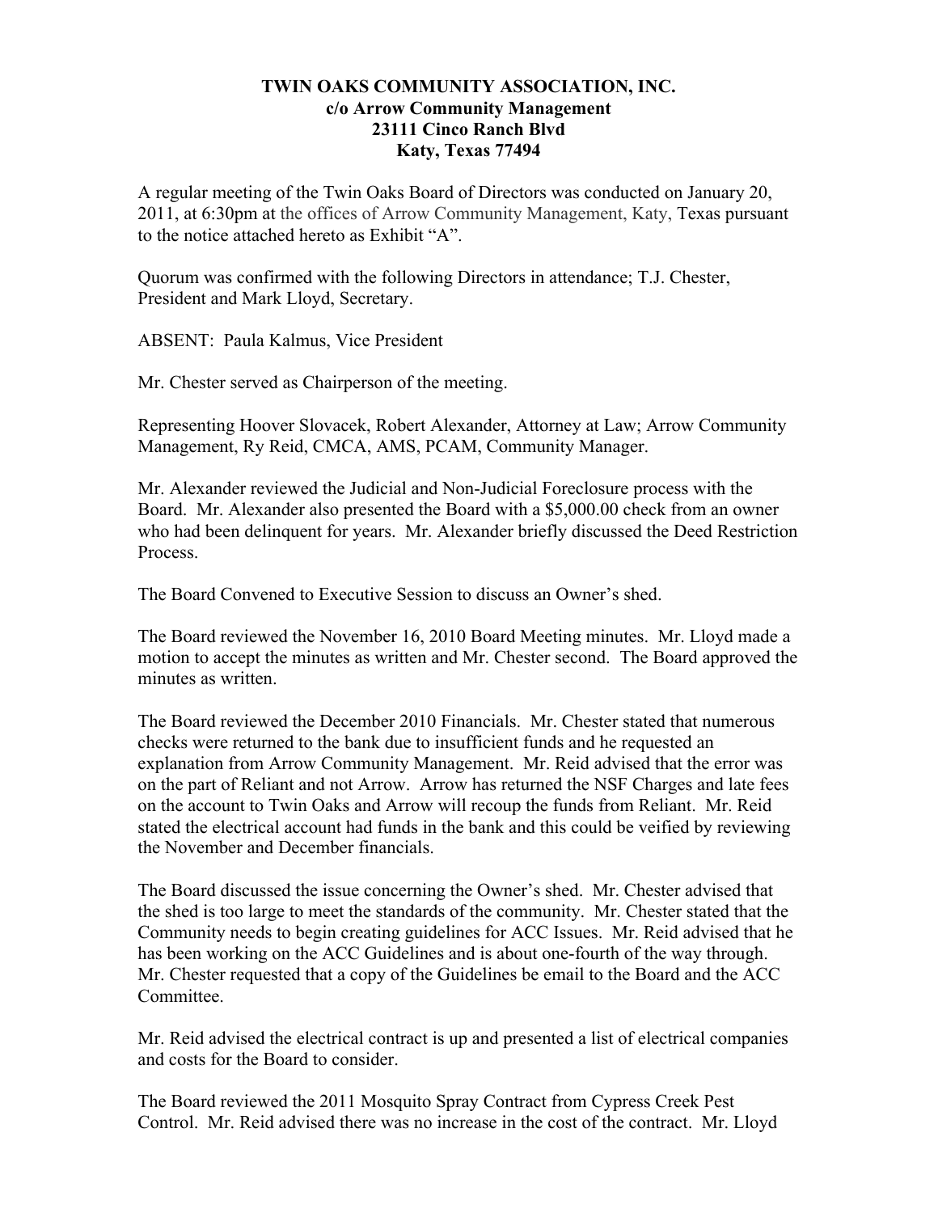**TWIN OAKS COMMUNITY ASSOCIATION, INC.**
**c/o Arrow Community Management**
**23111 Cinco Ranch Blvd**
**Katy, Texas 77494**

A regular meeting of the Twin Oaks Board of Directors was conducted on January 20, 2011, at 6:30pm at the offices of Arrow Community Management, Katy, Texas pursuant to the notice attached hereto as Exhibit "A".

Quorum was confirmed with the following Directors in attendance; T.J. Chester, President and Mark Lloyd, Secretary.

ABSENT: Paula Kalmus, Vice President

Mr. Chester served as Chairperson of the meeting.

Representing Hoover Slovacek, Robert Alexander, Attorney at Law; Arrow Community Management, Ry Reid, CMCA, AMS, PCAM, Community Manager.

Mr. Alexander reviewed the Judicial and Non-Judicial Foreclosure process with the Board. Mr. Alexander also presented the Board with a $5,000.00 check from an owner who had been delinquent for years. Mr. Alexander briefly discussed the Deed Restriction Process.

The Board Convened to Executive Session to discuss an Owner's shed.

The Board reviewed the November 16, 2010 Board Meeting minutes. Mr. Lloyd made a motion to accept the minutes as written and Mr. Chester second. The Board approved the minutes as written.

The Board reviewed the December 2010 Financials. Mr. Chester stated that numerous checks were returned to the bank due to insufficient funds and he requested an explanation from Arrow Community Management. Mr. Reid advised that the error was on the part of Reliant and not Arrow. Arrow has returned the NSF Charges and late fees on the account to Twin Oaks and Arrow will recoup the funds from Reliant. Mr. Reid stated the electrical account had funds in the bank and this could be veified by reviewing the November and December financials.

The Board discussed the issue concerning the Owner's shed. Mr. Chester advised that the shed is too large to meet the standards of the community. Mr. Chester stated that the Community needs to begin creating guidelines for ACC Issues. Mr. Reid advised that he has been working on the ACC Guidelines and is about one-fourth of the way through. Mr. Chester requested that a copy of the Guidelines be email to the Board and the ACC Committee.

Mr. Reid advised the electrical contract is up and presented a list of electrical companies and costs for the Board to consider.

The Board reviewed the 2011 Mosquito Spray Contract from Cypress Creek Pest Control. Mr. Reid advised there was no increase in the cost of the contract. Mr. Lloyd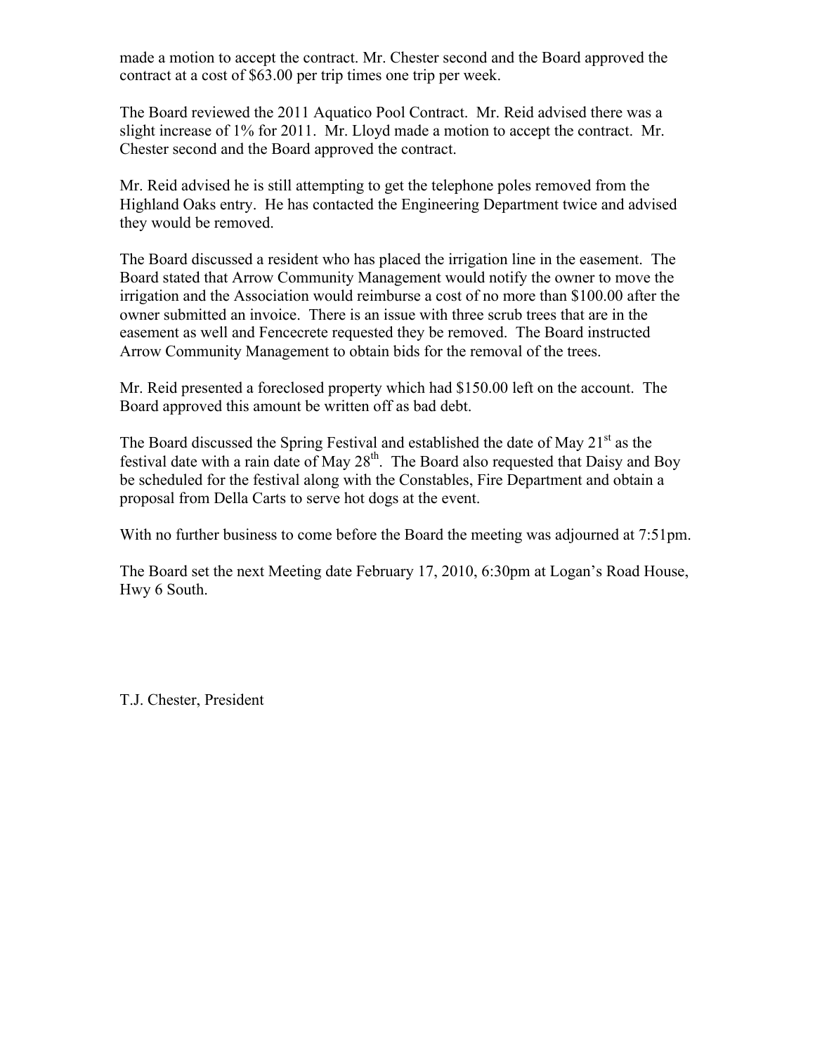made a motion to accept the contract. Mr. Chester second and the Board approved the contract at a cost of $63.00 per trip times one trip per week.

The Board reviewed the 2011 Aquatico Pool Contract. Mr. Reid advised there was a slight increase of 1% for 2011. Mr. Lloyd made a motion to accept the contract. Mr. Chester second and the Board approved the contract.

Mr. Reid advised he is still attempting to get the telephone poles removed from the Highland Oaks entry. He has contacted the Engineering Department twice and advised they would be removed.

The Board discussed a resident who has placed the irrigation line in the easement. The Board stated that Arrow Community Management would notify the owner to move the irrigation and the Association would reimburse a cost of no more than $100.00 after the owner submitted an invoice. There is an issue with three scrub trees that are in the easement as well and Fencecrete requested they be removed. The Board instructed Arrow Community Management to obtain bids for the removal of the trees.

Mr. Reid presented a foreclosed property which had $150.00 left on the account. The Board approved this amount be written off as bad debt.

The Board discussed the Spring Festival and established the date of May 21st as the festival date with a rain date of May 28th. The Board also requested that Daisy and Boy be scheduled for the festival along with the Constables, Fire Department and obtain a proposal from Della Carts to serve hot dogs at the event.

With no further business to come before the Board the meeting was adjourned at 7:51pm.

The Board set the next Meeting date February 17, 2010, 6:30pm at Logan's Road House, Hwy 6 South.

T.J. Chester, President